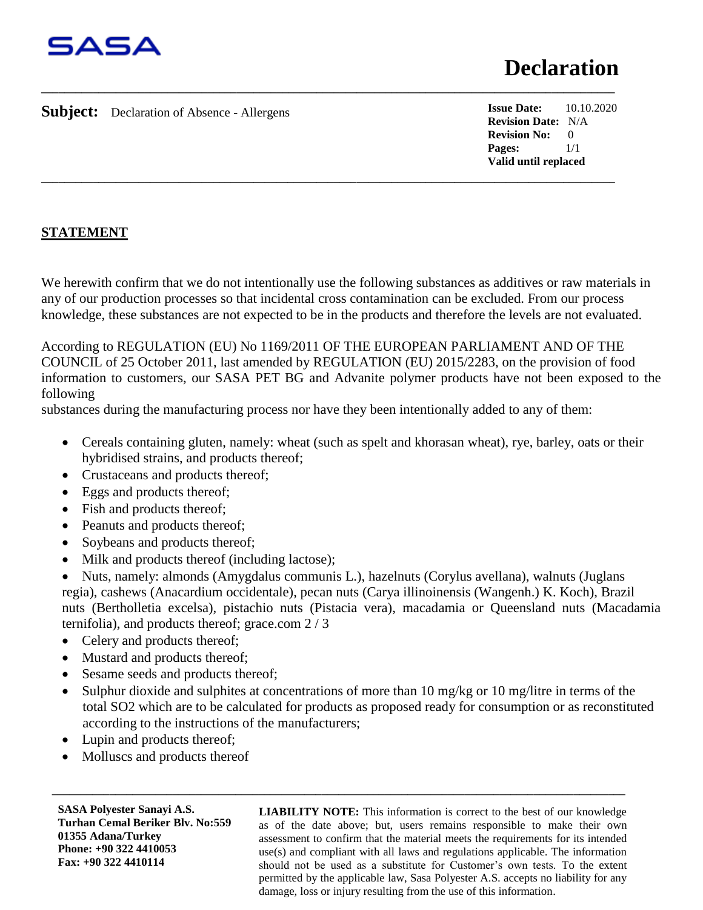SASA

# Declaration

**Subject:** Declaration of Absence - Allergens

**Issue Date:** 10.10.2020
**Revision Date:** N/A
**Revision No:** 0
**Pages:** 1/1
**Valid until replaced**

## STATEMENT

We herewith confirm that we do not intentionally use the following substances as additives or raw materials in any of our production processes so that incidental cross contamination can be excluded. From our process knowledge, these substances are not expected to be in the products and therefore the levels are not evaluated.

According to REGULATION (EU) No 1169/2011 OF THE EUROPEAN PARLIAMENT AND OF THE COUNCIL of 25 October 2011, last amended by REGULATION (EU) 2015/2283, on the provision of food information to customers, our SASA PET BG and Advanite polymer products have not been exposed to the following
substances during the manufacturing process nor have they been intentionally added to any of them:

- Cereals containing gluten, namely: wheat (such as spelt and khorasan wheat), rye, barley, oats or their hybridised strains, and products thereof;
- Crustaceans and products thereof;
- Eggs and products thereof;
- Fish and products thereof;
- Peanuts and products thereof;
- Soybeans and products thereof;
- Milk and products thereof (including lactose);
- Nuts, namely: almonds (Amygdalus communis L.), hazelnuts (Corylus avellana), walnuts (Juglans regia), cashews (Anacardium occidentale), pecan nuts (Carya illinoinensis (Wangenh.) K. Koch), Brazil nuts (Bertholletia excelsa), pistachio nuts (Pistacia vera), macadamia or Queensland nuts (Macadamia ternifolia), and products thereof; grace.com 2 / 3
- Celery and products thereof;
- Mustard and products thereof;
- Sesame seeds and products thereof;
- Sulphur dioxide and sulphites at concentrations of more than 10 mg/kg or 10 mg/litre in terms of the total $SO_2$ which are to be calculated for products as proposed ready for consumption or as reconstituted according to the instructions of the manufacturers;
- Lupin and products thereof;
- Molluscs and products thereof

**SASA Polyester Sanayi A.S.**
**Turhan Cemal Beriker Blv. No:559**
**01355 Adana/Turkey**
**Phone: +90 322 4410053**
**Fax: +90 322 4410114**

**LIABILITY NOTE:** This information is correct to the best of our knowledge as of the date above; but, users remains responsible to make their own assessment to confirm that the material meets the requirements for its intended use(s) and compliant with all laws and regulations applicable. The information should not be used as a substitute for Customer's own tests. To the extent permitted by the applicable law, Sasa Polyester A.S. accepts no liability for any damage, loss or injury resulting from the use of this information.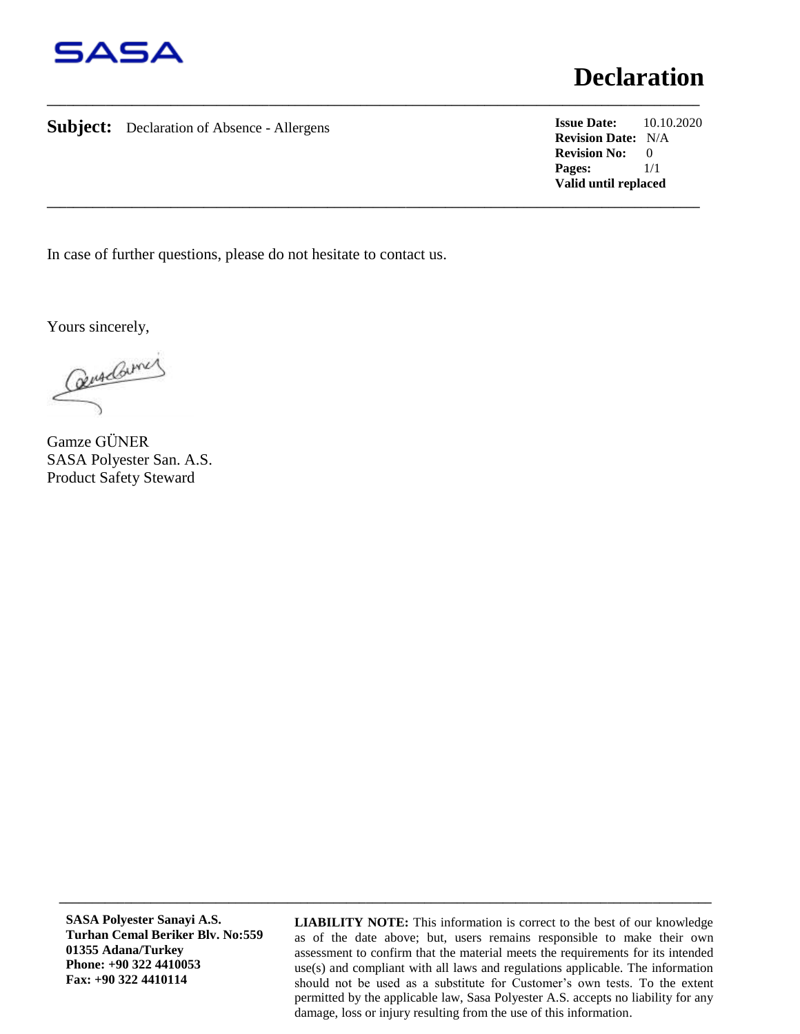**SASA**

# Declaration

**Subject:** Declaration of Absence - Allergens

**Issue Date:** 10.10.2020
**Revision Date:** N/A
**Revision No:** 0
**Pages:** 1/1
**Valid until replaced**

In case of further questions, please do not hesitate to contact us.

Yours sincerely,

Gamze GÜNER
SASA Polyester San. A.S.
Product Safety Steward

**SASA Polyester Sanayi A.S.**
**Turhan Cemal Beriker Blv. No:559**
**01355 Adana/Turkey**
**Phone: +90 322 4410053**
**Fax: +90 322 4410114**

**LIABILITY NOTE:** This information is correct to the best of our knowledge as of the date above; but, users remains responsible to make their own assessment to confirm that the material meets the requirements for its intended use(s) and compliant with all laws and regulations applicable. The information should not be used as a substitute for Customer's own tests. To the extent permitted by the applicable law, Sasa Polyester A.S. accepts no liability for any damage, loss or injury resulting from the use of this information.